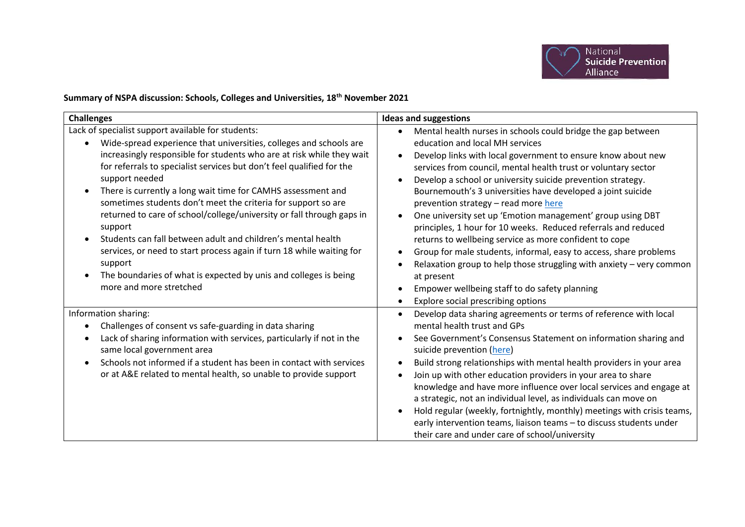**Summary of NSPA discussion: Schools, Colleges and Universities, 18th November 2021**

| Challenges | Ideas and suggestions |
| --- | --- |
| Lack of specialist support available for students:<br>• Wide-spread experience that universities, colleges and schools are increasingly responsible for students who are at risk while they wait for referrals to specialist services but don't feel qualified for the support needed<br>• There is currently a long wait time for CAMHS assessment and sometimes students don't meet the criteria for support so are returned to care of school/college/university or fall through gaps in support<br>• Students can fall between adult and children's mental health services, or need to start process again if turn 18 while waiting for support<br>• The boundaries of what is expected by unis and colleges is being more and more stretched | • Mental health nurses in schools could bridge the gap between education and local MH services<br>• Develop links with local government to ensure know about new services from council, mental health trust or voluntary sector<br>• Develop a school or university suicide prevention strategy. Bournemouth's 3 universities have developed a joint suicide prevention strategy – read more here<br>• One university set up 'Emotion management' group using DBT principles, 1 hour for 10 weeks. Reduced referrals and reduced returns to wellbeing service as more confident to cope<br>• Group for male students, informal, easy to access, share problems<br>• Relaxation group to help those struggling with anxiety – very common at present<br>• Empower wellbeing staff to do safety planning<br>• Explore social prescribing options |
| Information sharing:<br>• Challenges of consent vs safe-guarding in data sharing<br>• Lack of sharing information with services, particularly if not in the same local government area<br>• Schools not informed if a student has been in contact with services or at A&E related to mental health, so unable to provide support | • Develop data sharing agreements or terms of reference with local mental health trust and GPs<br>• See Government's Consensus Statement on information sharing and suicide prevention (here)<br>• Build strong relationships with mental health providers in your area<br>• Join up with other education providers in your area to share knowledge and have more influence over local services and engage at a strategic, not an individual level, as individuals can move on<br>• Hold regular (weekly, fortnightly, monthly) meetings with crisis teams, early intervention teams, liaison teams – to discuss students under their care and under care of school/university |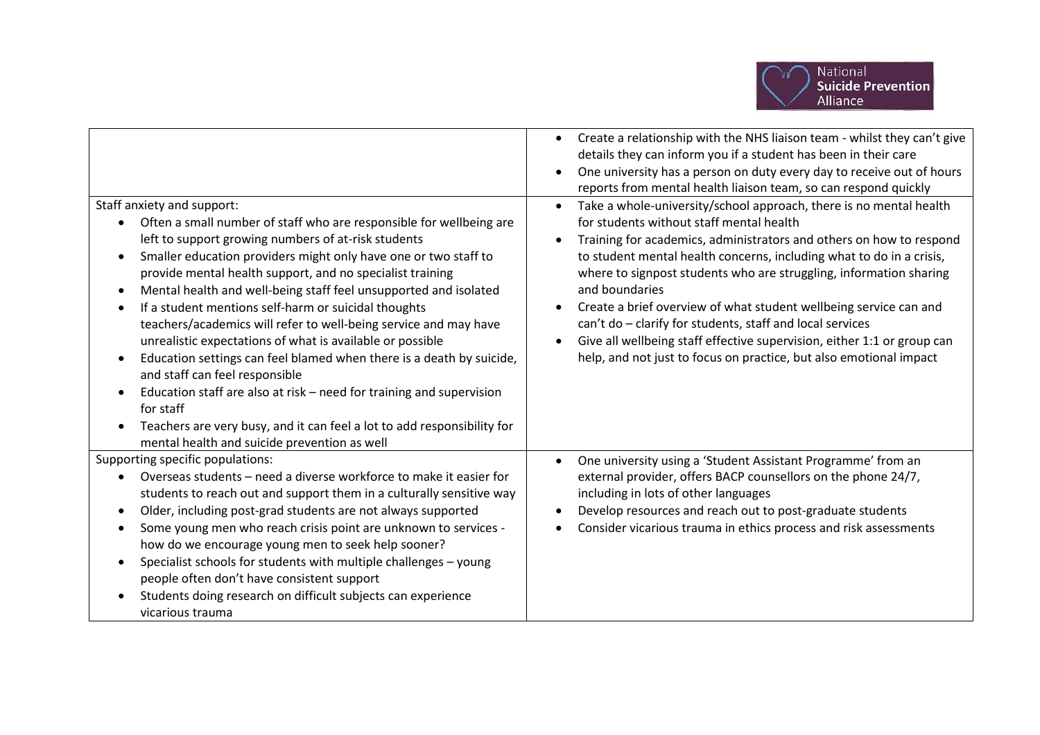| | |
|---|---|
| | • Create a relationship with the NHS liaison team - whilst they can't give details they can inform you if a student has been in their care<br>• One university has a person on duty every day to receive out of hours reports from mental health liaison team, so can respond quickly |
| Staff anxiety and support:<br>• Often a small number of staff who are responsible for wellbeing are left to support growing numbers of at-risk students<br>• Smaller education providers might only have one or two staff to provide mental health support, and no specialist training<br>• Mental health and well-being staff feel unsupported and isolated<br>• If a student mentions self-harm or suicidal thoughts teachers/academics will refer to well-being service and may have unrealistic expectations of what is available or possible<br>• Education settings can feel blamed when there is a death by suicide, and staff can feel responsible<br>• Education staff are also at risk – need for training and supervision for staff<br>• Teachers are very busy, and it can feel a lot to add responsibility for mental health and suicide prevention as well | • Take a whole-university/school approach, there is no mental health for students without staff mental health<br>• Training for academics, administrators and others on how to respond to student mental health concerns, including what to do in a crisis, where to signpost students who are struggling, information sharing and boundaries<br>• Create a brief overview of what student wellbeing service can and can't do – clarify for students, staff and local services<br>• Give all wellbeing staff effective supervision, either 1:1 or group can help, and not just to focus on practice, but also emotional impact |
| Supporting specific populations:<br>• Overseas students – need a diverse workforce to make it easier for students to reach out and support them in a culturally sensitive way<br>• Older, including post-grad students are not always supported<br>• Some young men who reach crisis point are unknown to services - how do we encourage young men to seek help sooner?<br>• Specialist schools for students with multiple challenges – young people often don't have consistent support<br>• Students doing research on difficult subjects can experience vicarious trauma | • One university using a 'Student Assistant Programme' from an external provider, offers BACP counsellors on the phone 24/7, including in lots of other languages<br>• Develop resources and reach out to post-graduate students<br>• Consider vicarious trauma in ethics process and risk assessments |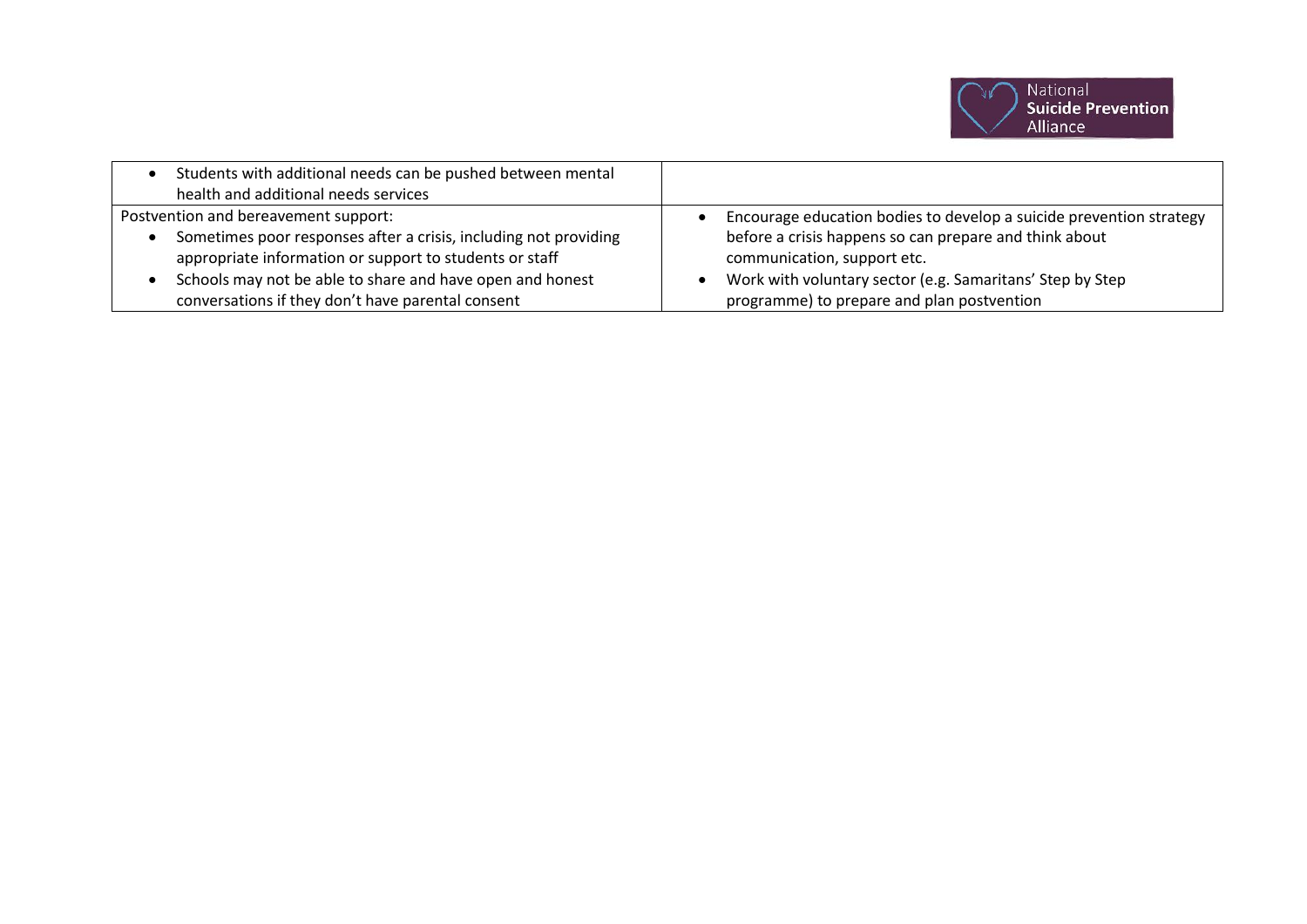| | |
|---|---|
| • Students with additional needs can be pushed between mental health and additional needs services | |
| Postvention and bereavement support:<br>• Sometimes poor responses after a crisis, including not providing appropriate information or support to students or staff<br>• Schools may not be able to share and have open and honest conversations if they don't have parental consent | • Encourage education bodies to develop a suicide prevention strategy before a crisis happens so can prepare and think about communication, support etc.<br>• Work with voluntary sector (e.g. Samaritans' Step by Step programme) to prepare and plan postvention |